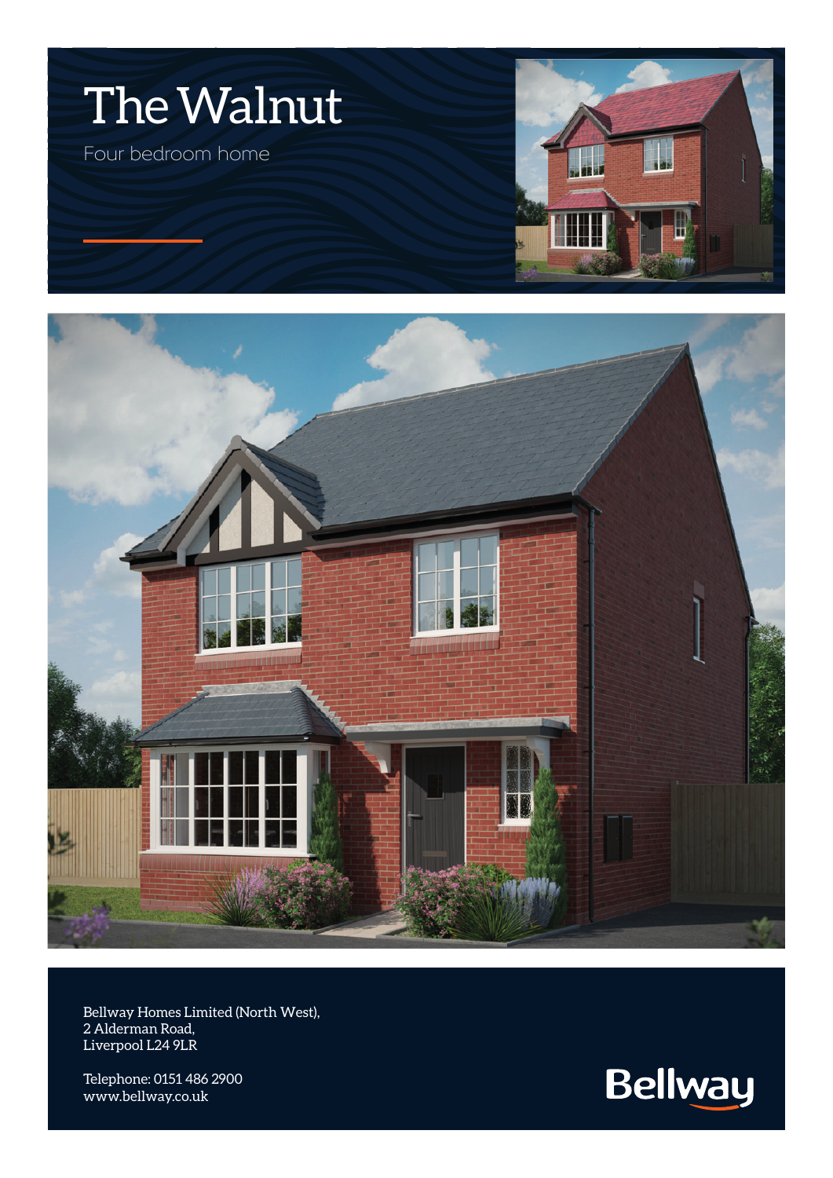# The Walnut

Four bedroom home

Bellway Homes Limited (North West),
2 Alderman Road,
Liverpool L24 9LR

Telephone: 0151 486 2900
www.bellway.co.uk

Bellway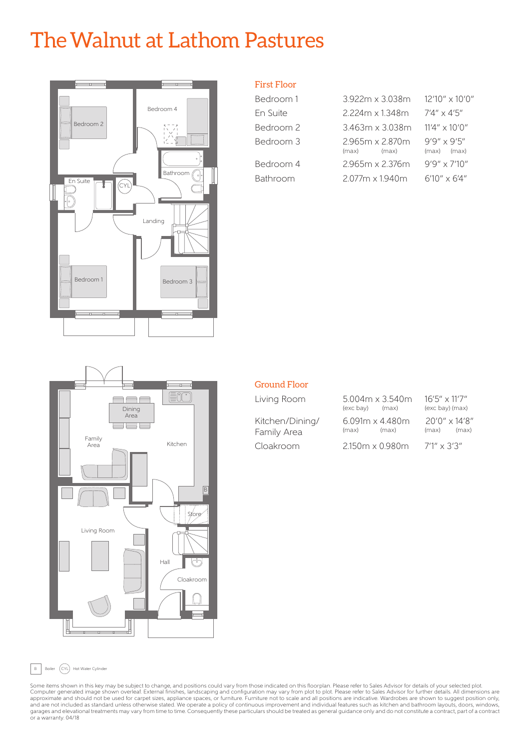# The Walnut at Lathom Pastures

## First Floor

| | | |
|---|---|---|
| Bedroom 1 | 3.922m x 3.038m | 12'10" x 10'0" |
| En Suite | 2.224m x 1.348m | 7'4" x 4'5" |
| Bedroom 2 | 3.463m x 3.038m | 11'4" x 10'0" |
| Bedroom 3 | 2.965m x 2.870m (max) (max) | 9'9" x 9'5" (max) (max) |
| Bedroom 4 | 2.965m x 2.376m | 9'9" x 7'10" |
| Bathroom | 2.077m x 1.940m | 6'10" x 6'4" |

## Ground Floor

| | | |
|---|---|---|
| Living Room | 5.004m x 3.540m (exc bay) (max) | 16'5" x 11'7" (exc bay) (max) |
| Kitchen/Dining/Family Area | 6.091m x 4.480m (max) (max) | 20'0" x 14'8" (max) (max) |
| Cloakroom | 2.150m x 0.980m | 7'1" x 3'3" |

B Boiler (CYL) Hot Water Cylinder

Some items shown in this key may be subject to change, and positions could vary from those indicated on this floorplan. Please refer to Sales Advisor for details of your selected plot. Computer generated image shown overleaf. External finishes, landscaping and configuration may vary from plot to plot. Please refer to Sales Advisor for further details. All dimensions are approximate and should not be used for carpet sizes, appliance spaces, or furniture. Furniture not to scale and all positions are indicative. Wardrobes are shown to suggest position only, and are not included as standard unless otherwise stated. We operate a policy of continuous improvement and individual features such as kitchen and bathroom layouts, doors, windows, garages and elevational treatments may vary from time to time. Consequently these particulars should be treated as general guidance only and do not constitute a contract, part of a contract or a warranty. 04/18